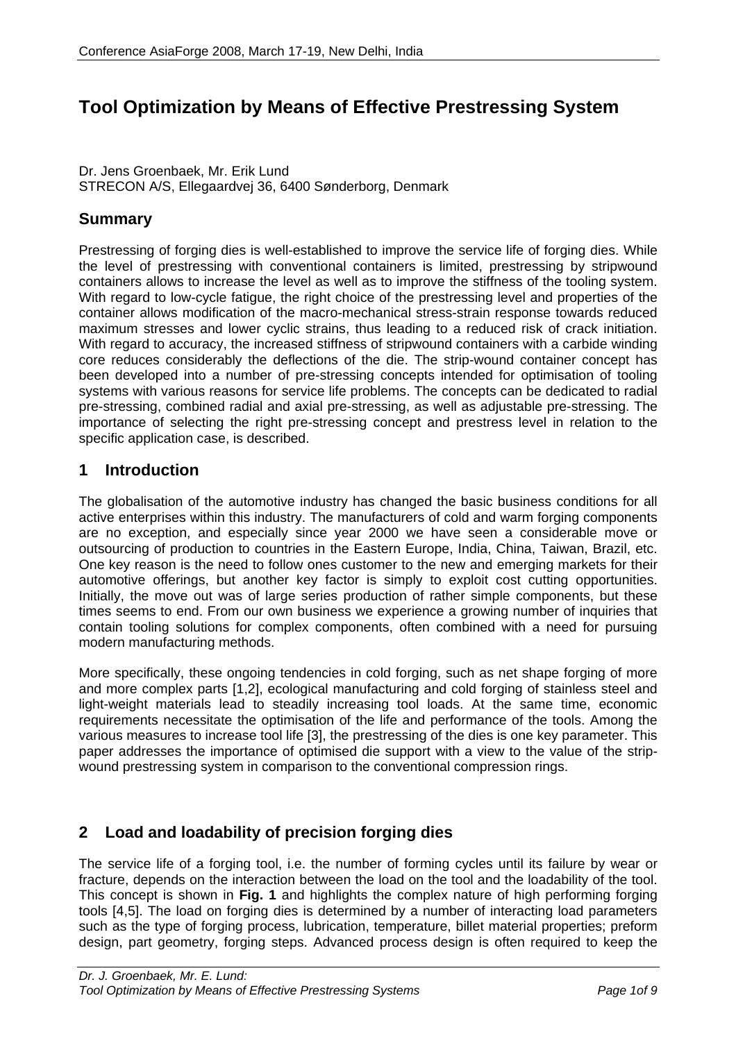# Tool Optimization by Means of Effective Prestressing System

Dr. Jens Groenbaek, Mr. Erik Lund
STRECON A/S, Ellegaardvej 36, 6400 Sønderborg, Denmark

## Summary

Prestressing of forging dies is well-established to improve the service life of forging dies. While the level of prestressing with conventional containers is limited, prestressing by stripwound containers allows to increase the level as well as to improve the stiffness of the tooling system. With regard to low-cycle fatigue, the right choice of the prestressing level and properties of the container allows modification of the macro-mechanical stress-strain response towards reduced maximum stresses and lower cyclic strains, thus leading to a reduced risk of crack initiation. With regard to accuracy, the increased stiffness of stripwound containers with a carbide winding core reduces considerably the deflections of the die. The strip-wound container concept has been developed into a number of pre-stressing concepts intended for optimisation of tooling systems with various reasons for service life problems. The concepts can be dedicated to radial pre-stressing, combined radial and axial pre-stressing, as well as adjustable pre-stressing. The importance of selecting the right pre-stressing concept and prestress level in relation to the specific application case, is described.

## 1 Introduction

The globalisation of the automotive industry has changed the basic business conditions for all active enterprises within this industry. The manufacturers of cold and warm forging components are no exception, and especially since year 2000 we have seen a considerable move or outsourcing of production to countries in the Eastern Europe, India, China, Taiwan, Brazil, etc. One key reason is the need to follow ones customer to the new and emerging markets for their automotive offerings, but another key factor is simply to exploit cost cutting opportunities. Initially, the move out was of large series production of rather simple components, but these times seems to end. From our own business we experience a growing number of inquiries that contain tooling solutions for complex components, often combined with a need for pursuing modern manufacturing methods.

More specifically, these ongoing tendencies in cold forging, such as net shape forging of more and more complex parts [1,2], ecological manufacturing and cold forging of stainless steel and light-weight materials lead to steadily increasing tool loads. At the same time, economic requirements necessitate the optimisation of the life and performance of the tools. Among the various measures to increase tool life [3], the prestressing of the dies is one key parameter. This paper addresses the importance of optimised die support with a view to the value of the strip-wound prestressing system in comparison to the conventional compression rings.

## 2 Load and loadability of precision forging dies

The service life of a forging tool, i.e. the number of forming cycles until its failure by wear or fracture, depends on the interaction between the load on the tool and the loadability of the tool. This concept is shown in **Fig. 1** and highlights the complex nature of high performing forging tools [4,5]. The load on forging dies is determined by a number of interacting load parameters such as the type of forging process, lubrication, temperature, billet material properties; preform design, part geometry, forging steps. Advanced process design is often required to keep the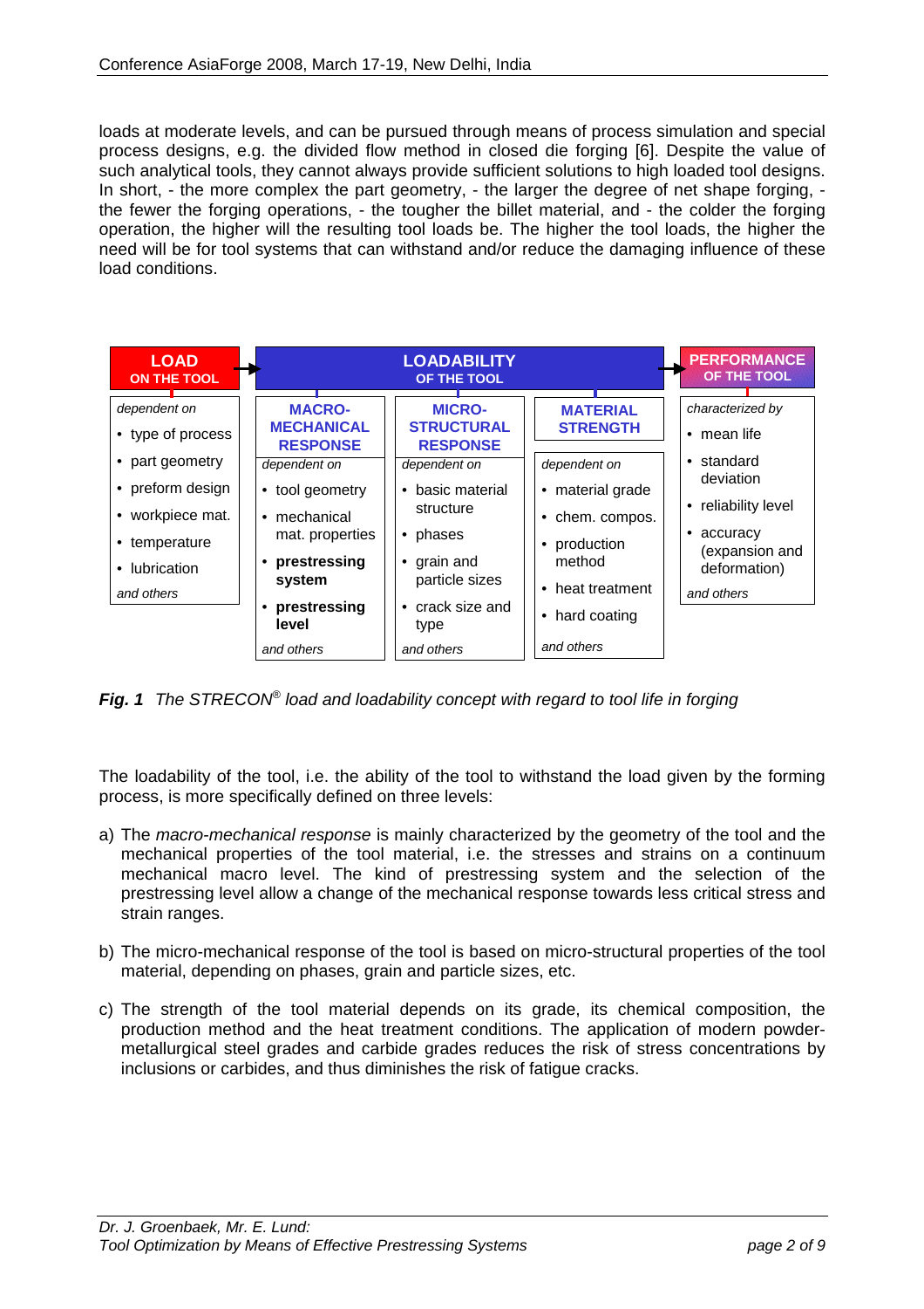loads at moderate levels, and can be pursued through means of process simulation and special process designs, e.g. the divided flow method in closed die forging [6]. Despite the value of such analytical tools, they cannot always provide sufficient solutions to high loaded tool designs. In short, - the more complex the part geometry, - the larger the degree of net shape forging, - the fewer the forging operations, - the tougher the billet material, and - the colder the forging operation, the higher will the resulting tool loads be. The higher the tool loads, the higher the need will be for tool systems that can withstand and/or reduce the damaging influence of these load conditions.

| LOAD ON THE TOOL | LOADABILITY OF THE TOOL | | | PERFORMANCE OF THE TOOL |
|---|---|---|---|---|
| | MACRO-MECHANICAL RESPONSE | MICRO-STRUCTURAL RESPONSE | MATERIAL STRENGTH | |
| *dependent on* | *dependent on* | *dependent on* | *dependent on* | *characterized by* |
| • type of process<br>• part geometry<br>• preform design<br>• workpiece mat.<br>• temperature<br>• lubrication | • tool geometry<br>• mechanical mat. properties<br>• **prestressing system**<br>• **prestressing level** | • basic material structure<br>• phases<br>• grain and particle sizes<br>• crack size and type | • material grade<br>• chem. compos.<br>• production method<br>• heat treatment<br>• hard coating | • mean life<br>• standard deviation<br>• reliability level<br>• accuracy (expansion and deformation) |
| *and others* | *and others* | *and others* | *and others* | *and others* |

***Fig. 1*** *The STRECON® load and loadability concept with regard to tool life in forging*

The loadability of the tool, i.e. the ability of the tool to withstand the load given by the forming process, is more specifically defined on three levels:

a) The *macro-mechanical response* is mainly characterized by the geometry of the tool and the mechanical properties of the tool material, i.e. the stresses and strains on a continuum mechanical macro level. The kind of prestressing system and the selection of the prestressing level allow a change of the mechanical response towards less critical stress and strain ranges.

b) The micro-mechanical response of the tool is based on micro-structural properties of the tool material, depending on phases, grain and particle sizes, etc.

c) The strength of the tool material depends on its grade, its chemical composition, the production method and the heat treatment conditions. The application of modern powder-metallurgical steel grades and carbide grades reduces the risk of stress concentrations by inclusions or carbides, and thus diminishes the risk of fatigue cracks.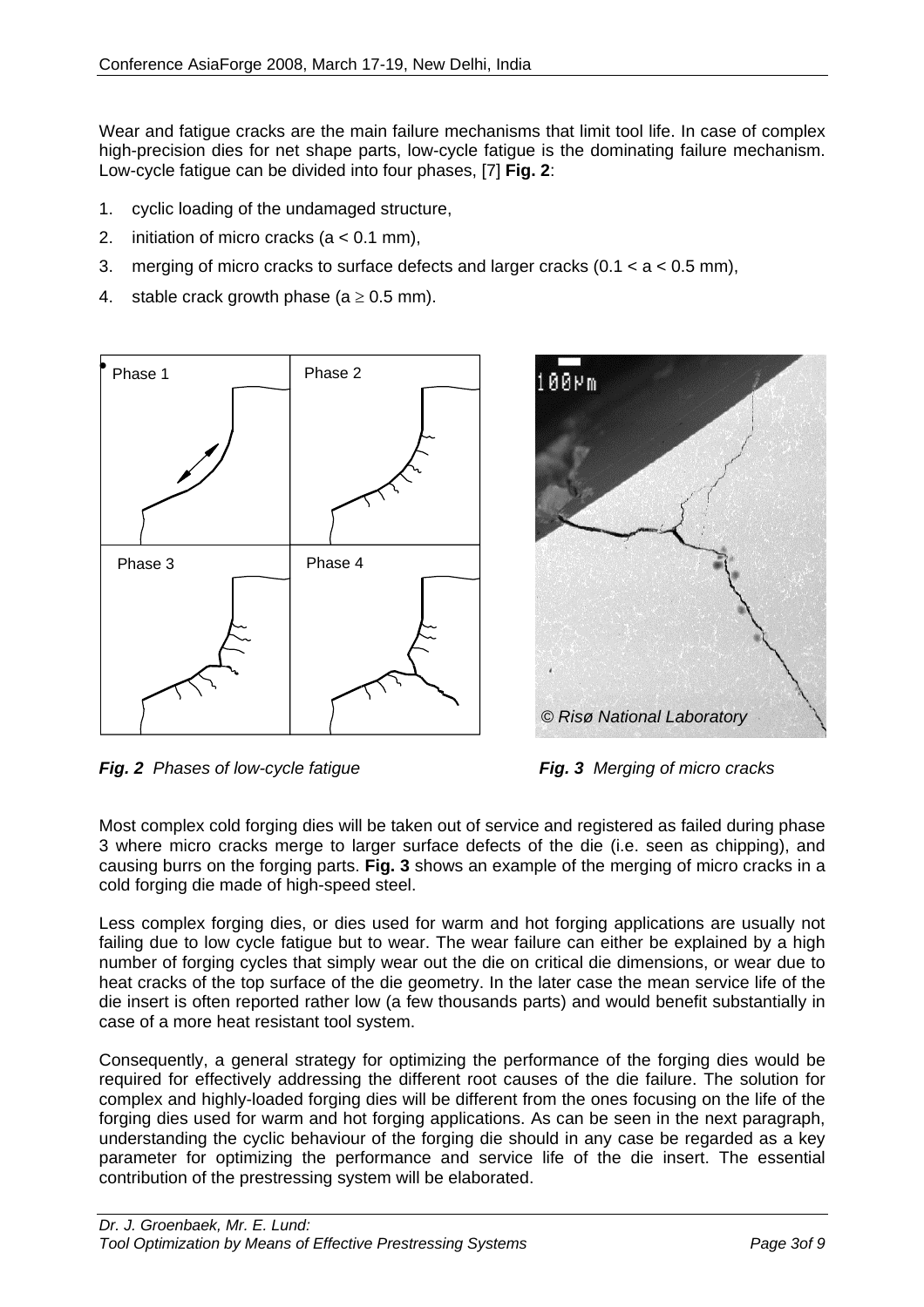Wear and fatigue cracks are the main failure mechanisms that limit tool life. In case of complex high-precision dies for net shape parts, low-cycle fatigue is the dominating failure mechanism. Low-cycle fatigue can be divided into four phases, [7] **Fig. 2**:

1. cyclic loading of the undamaged structure,
2. initiation of micro cracks ($a < 0.1$ mm),
3. merging of micro cracks to surface defects and larger cracks ($0.1 < a < 0.5$ mm),
4. stable crack growth phase ($a \geq 0.5$ mm).

***Fig. 2** Phases of low-cycle fatigue*

***Fig. 3** Merging of micro cracks*

Most complex cold forging dies will be taken out of service and registered as failed during phase 3 where micro cracks merge to larger surface defects of the die (i.e. seen as chipping), and causing burrs on the forging parts. **Fig. 3** shows an example of the merging of micro cracks in a cold forging die made of high-speed steel.

Less complex forging dies, or dies used for warm and hot forging applications are usually not failing due to low cycle fatigue but to wear. The wear failure can either be explained by a high number of forging cycles that simply wear out the die on critical die dimensions, or wear due to heat cracks of the top surface of the die geometry. In the later case the mean service life of the die insert is often reported rather low (a few thousands parts) and would benefit substantially in case of a more heat resistant tool system.

Consequently, a general strategy for optimizing the performance of the forging dies would be required for effectively addressing the different root causes of the die failure. The solution for complex and highly-loaded forging dies will be different from the ones focusing on the life of the forging dies used for warm and hot forging applications. As can be seen in the next paragraph, understanding the cyclic behaviour of the forging die should in any case be regarded as a key parameter for optimizing the performance and service life of the die insert. The essential contribution of the prestressing system will be elaborated.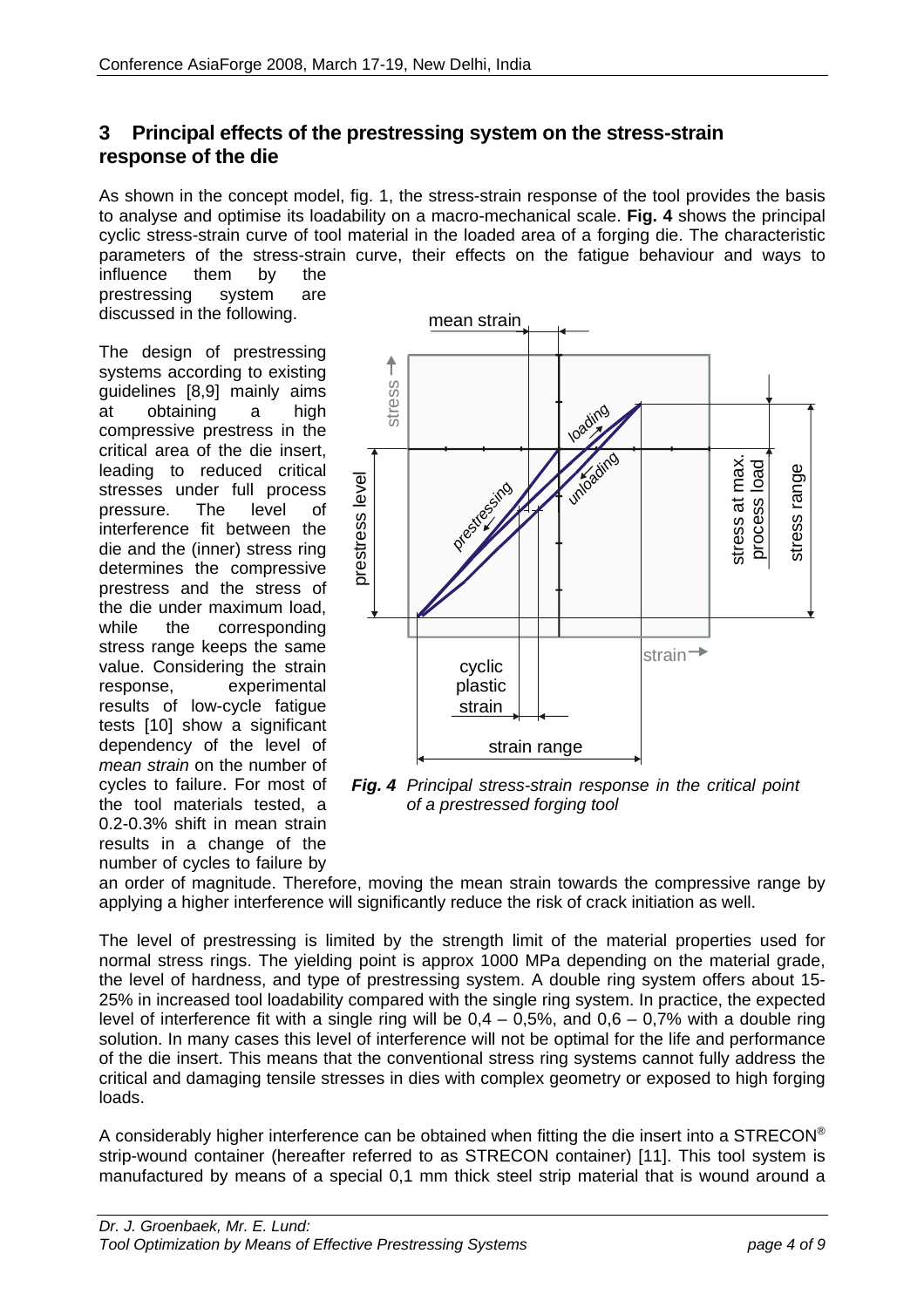## 3 Principal effects of the prestressing system on the stress-strain response of the die

As shown in the concept model, fig. 1, the stress-strain response of the tool provides the basis to analyse and optimise its loadability on a macro-mechanical scale. **Fig. 4** shows the principal cyclic stress-strain curve of tool material in the loaded area of a forging die. The characteristic parameters of the stress-strain curve, their effects on the fatigue behaviour and ways to influence them by the prestressing system are discussed in the following.

The design of prestressing systems according to existing guidelines [8,9] mainly aims at obtaining a high compressive prestress in the critical area of the die insert, leading to reduced critical stresses under full process pressure. The level of interference fit between the die and the (inner) stress ring determines the compressive prestress and the stress of the die under maximum load, while the corresponding stress range keeps the same value. Considering the strain response, experimental results of low-cycle fatigue tests [10] show a significant dependency of the level of *mean strain* on the number of cycles to failure. For most of the tool materials tested, a 0.2-0.3% shift in mean strain results in a change of the number of cycles to failure by an order of magnitude. Therefore, moving the mean strain towards the compressive range by applying a higher interference will significantly reduce the risk of crack initiation as well.

***Fig. 4*** *Principal stress-strain response in the critical point of a prestressed forging tool*

The level of prestressing is limited by the strength limit of the material properties used for normal stress rings. The yielding point is approx 1000 MPa depending on the material grade, the level of hardness, and type of prestressing system. A double ring system offers about 15-25% in increased tool loadability compared with the single ring system. In practice, the expected level of interference fit with a single ring will be 0,4 – 0,5%, and 0,6 – 0,7% with a double ring solution. In many cases this level of interference will not be optimal for the life and performance of the die insert. This means that the conventional stress ring systems cannot fully address the critical and damaging tensile stresses in dies with complex geometry or exposed to high forging loads.

A considerably higher interference can be obtained when fitting the die insert into a STRECON® strip-wound container (hereafter referred to as STRECON container) [11]. This tool system is manufactured by means of a special 0,1 mm thick steel strip material that is wound around a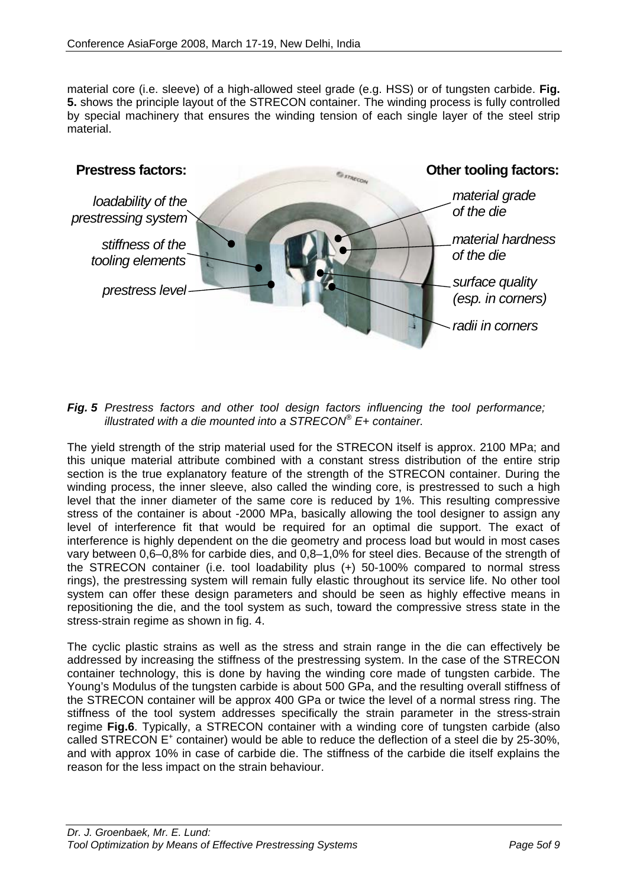material core (i.e. sleeve) of a high-allowed steel grade (e.g. HSS) or of tungsten carbide. **Fig. 5.** shows the principle layout of the STRECON container. The winding process is fully controlled by special machinery that ensures the winding tension of each single layer of the steel strip material.

**Prestress factors:**

*loadability of the prestressing system*

*stiffness of the tooling elements*

*prestress level*

**Other tooling factors:**

*material grade of the die*

*material hardness of the die*

*surface quality (esp. in corners)*

*radii in corners*

***Fig. 5*** *Prestress factors and other tool design factors influencing the tool performance; illustrated with a die mounted into a STRECON® E+ container.*

The yield strength of the strip material used for the STRECON itself is approx. 2100 MPa; and this unique material attribute combined with a constant stress distribution of the entire strip section is the true explanatory feature of the strength of the STRECON container. During the winding process, the inner sleeve, also called the winding core, is prestressed to such a high level that the inner diameter of the same core is reduced by 1%. This resulting compressive stress of the container is about -2000 MPa, basically allowing the tool designer to assign any level of interference fit that would be required for an optimal die support. The exact of interference is highly dependent on the die geometry and process load but would in most cases vary between 0,6–0,8% for carbide dies, and 0,8–1,0% for steel dies. Because of the strength of the STRECON container (i.e. tool loadability plus (+) 50-100% compared to normal stress rings), the prestressing system will remain fully elastic throughout its service life. No other tool system can offer these design parameters and should be seen as highly effective means in repositioning the die, and the tool system as such, toward the compressive stress state in the stress-strain regime as shown in fig. 4.

The cyclic plastic strains as well as the stress and strain range in the die can effectively be addressed by increasing the stiffness of the prestressing system. In the case of the STRECON container technology, this is done by having the winding core made of tungsten carbide. The Young's Modulus of the tungsten carbide is about 500 GPa, and the resulting overall stiffness of the STRECON container will be approx 400 GPa or twice the level of a normal stress ring. The stiffness of the tool system addresses specifically the strain parameter in the stress-strain regime **Fig.6**. Typically, a STRECON container with a winding core of tungsten carbide (also called STRECON $E^+$ container) would be able to reduce the deflection of a steel die by 25-30%, and with approx 10% in case of carbide die. The stiffness of the carbide die itself explains the reason for the less impact on the strain behaviour.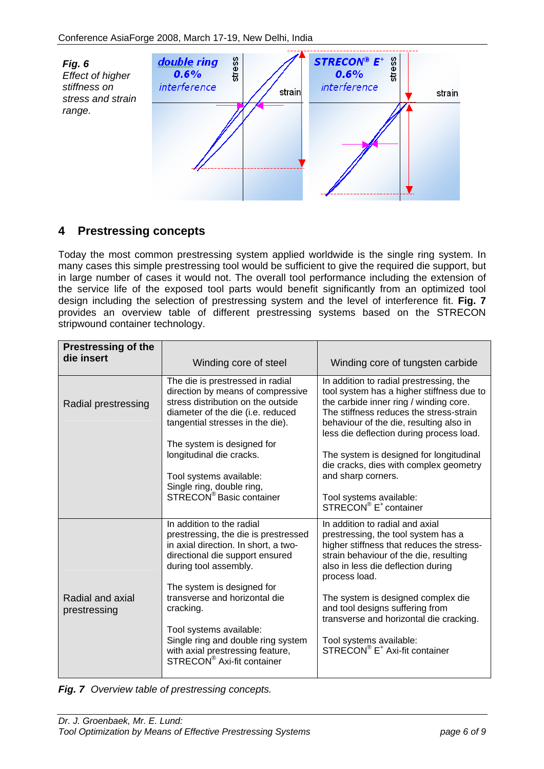***Fig. 6*** *Effect of higher stiffness on stress and strain range.*

## 4 Prestressing concepts

Today the most common prestressing system applied worldwide is the single ring system. In many cases this simple prestressing tool would be sufficient to give the required die support, but in large number of cases it would not. The overall tool performance including the extension of the service life of the exposed tool parts would benefit significantly from an optimized tool design including the selection of prestressing system and the level of interference fit. **Fig. 7** provides an overview table of different prestressing systems based on the STRECON stripwound container technology.

| Prestressing of the die insert | Winding core of steel | Winding core of tungsten carbide |
|---|---|---|
| Radial prestressing | The die is prestressed in radial direction by means of compressive stress distribution on the outside diameter of the die (i.e. reduced tangential stresses in the die).<br><br>The system is designed for longitudinal die cracks.<br><br>Tool systems available:<br>Single ring, double ring, STRECON® Basic container | In addition to radial prestressing, the tool system has a higher stiffness due to the carbide inner ring / winding core. The stiffness reduces the stress-strain behaviour of the die, resulting also in less die deflection during process load.<br><br>The system is designed for longitudinal die cracks, dies with complex geometry and sharp corners.<br><br>Tool systems available:<br>STRECON® E+ container |
| Radial and axial prestressing | In addition to the radial prestressing, the die is prestressed in axial direction. In short, a two-directional die support ensured during tool assembly.<br><br>The system is designed for transverse and horizontal die cracking.<br><br>Tool systems available:<br>Single ring and double ring system with axial prestressing feature, STRECON® Axi-fit container | In addition to radial and axial prestressing, the tool system has a higher stiffness that reduces the stress-strain behaviour of the die, resulting also in less die deflection during process load.<br><br>The system is designed complex die and tool designs suffering from transverse and horizontal die cracking.<br><br>Tool systems available:<br>STRECON® E+ Axi-fit container |

***Fig. 7*** *Overview table of prestressing concepts.*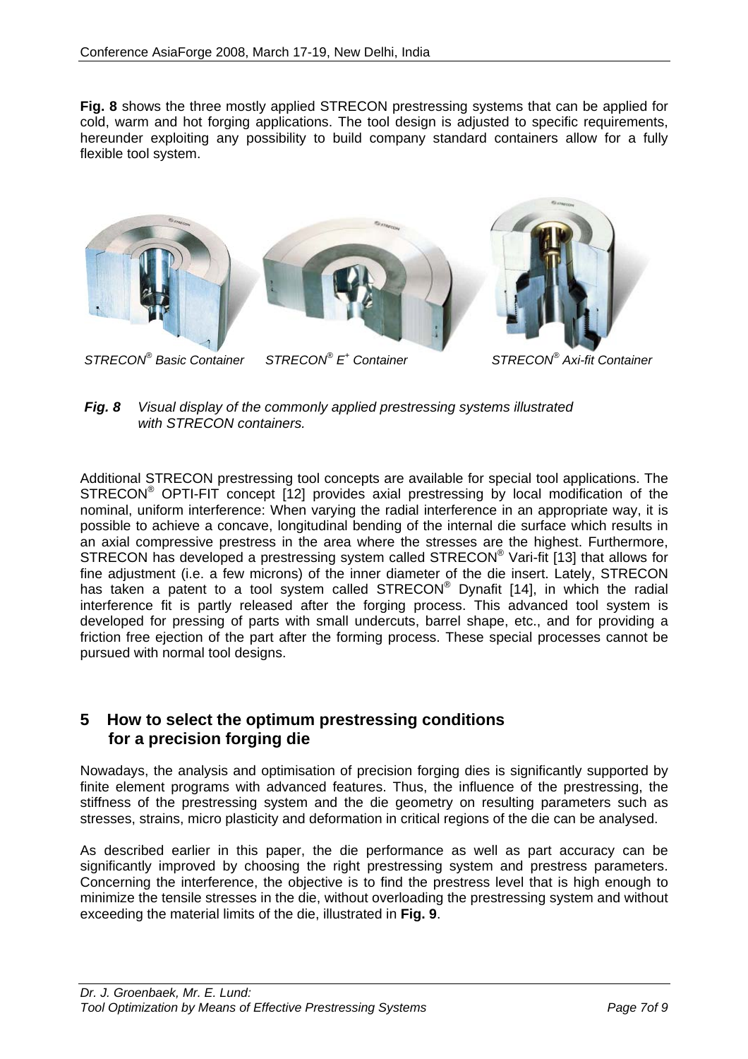**Fig. 8** shows the three mostly applied STRECON prestressing systems that can be applied for cold, warm and hot forging applications. The tool design is adjusted to specific requirements, hereunder exploiting any possibility to build company standard containers allow for a fully flexible tool system.

STRECON® Basic Container    STRECON® E+ Container    STRECON® Axi-fit Container

***Fig. 8*** *Visual display of the commonly applied prestressing systems illustrated with STRECON containers.*

Additional STRECON prestressing tool concepts are available for special tool applications. The STRECON® OPTI-FIT concept [12] provides axial prestressing by local modification of the nominal, uniform interference: When varying the radial interference in an appropriate way, it is possible to achieve a concave, longitudinal bending of the internal die surface which results in an axial compressive prestress in the area where the stresses are the highest. Furthermore, STRECON has developed a prestressing system called STRECON® Vari-fit [13] that allows for fine adjustment (i.e. a few microns) of the inner diameter of the die insert. Lately, STRECON has taken a patent to a tool system called STRECON® Dynafit [14], in which the radial interference fit is partly released after the forging process. This advanced tool system is developed for pressing of parts with small undercuts, barrel shape, etc., and for providing a friction free ejection of the part after the forming process. These special processes cannot be pursued with normal tool designs.

## 5 How to select the optimum prestressing conditions for a precision forging die

Nowadays, the analysis and optimisation of precision forging dies is significantly supported by finite element programs with advanced features. Thus, the influence of the prestressing, the stiffness of the prestressing system and the die geometry on resulting parameters such as stresses, strains, micro plasticity and deformation in critical regions of the die can be analysed.

As described earlier in this paper, the die performance as well as part accuracy can be significantly improved by choosing the right prestressing system and prestress parameters. Concerning the interference, the objective is to find the prestress level that is high enough to minimize the tensile stresses in the die, without overloading the prestressing system and without exceeding the material limits of the die, illustrated in **Fig. 9**.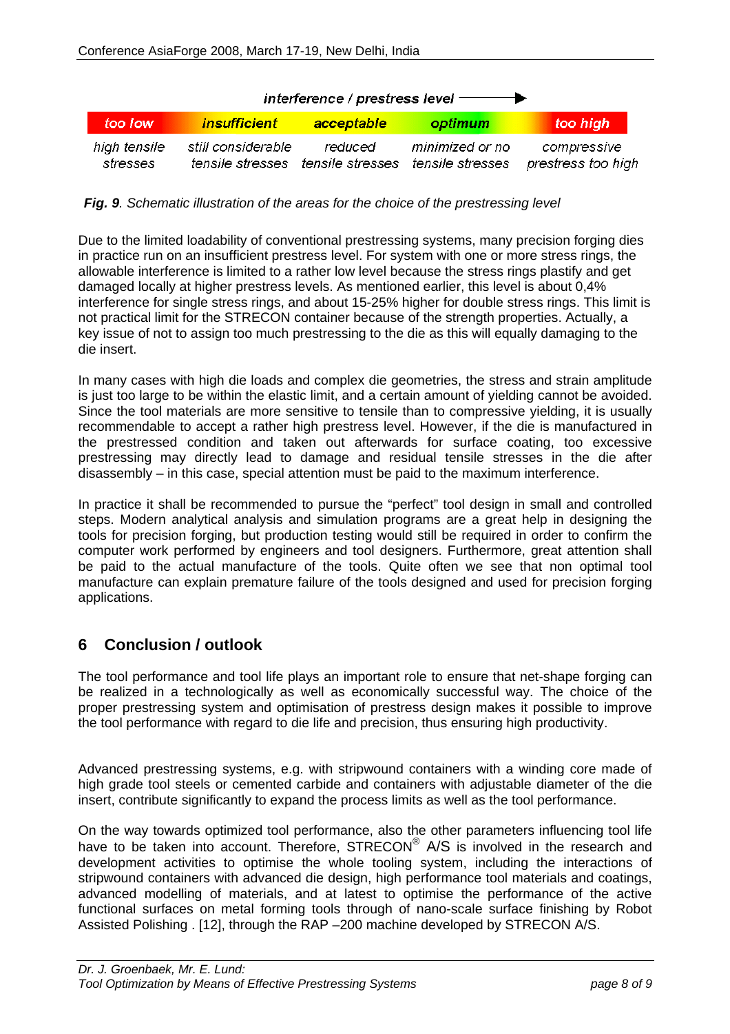interference / prestress level ⟶

| too low | insufficient | acceptable | optimum | too high |
|---|---|---|---|---|
| high tensile stresses | still considerable tensile stresses | reduced tensile stresses | minimized or no tensile stresses | compressive prestress too high |

***Fig. 9**. Schematic illustration of the areas for the choice of the prestressing level*

Due to the limited loadability of conventional prestressing systems, many precision forging dies in practice run on an insufficient prestress level. For system with one or more stress rings, the allowable interference is limited to a rather low level because the stress rings plastify and get damaged locally at higher prestress levels. As mentioned earlier, this level is about 0,4% interference for single stress rings, and about 15-25% higher for double stress rings. This limit is not practical limit for the STRECON container because of the strength properties. Actually, a key issue of not to assign too much prestressing to the die as this will equally damaging to the die insert.

In many cases with high die loads and complex die geometries, the stress and strain amplitude is just too large to be within the elastic limit, and a certain amount of yielding cannot be avoided. Since the tool materials are more sensitive to tensile than to compressive yielding, it is usually recommendable to accept a rather high prestress level. However, if the die is manufactured in the prestressed condition and taken out afterwards for surface coating, too excessive prestressing may directly lead to damage and residual tensile stresses in the die after disassembly – in this case, special attention must be paid to the maximum interference.

In practice it shall be recommended to pursue the "perfect" tool design in small and controlled steps. Modern analytical analysis and simulation programs are a great help in designing the tools for precision forging, but production testing would still be required in order to confirm the computer work performed by engineers and tool designers. Furthermore, great attention shall be paid to the actual manufacture of the tools. Quite often we see that non optimal tool manufacture can explain premature failure of the tools designed and used for precision forging applications.

## 6 Conclusion / outlook

The tool performance and tool life plays an important role to ensure that net-shape forging can be realized in a technologically as well as economically successful way. The choice of the proper prestressing system and optimisation of prestress design makes it possible to improve the tool performance with regard to die life and precision, thus ensuring high productivity.

Advanced prestressing systems, e.g. with stripwound containers with a winding core made of high grade tool steels or cemented carbide and containers with adjustable diameter of the die insert, contribute significantly to expand the process limits as well as the tool performance.

On the way towards optimized tool performance, also the other parameters influencing tool life have to be taken into account. Therefore, STRECON® A/S is involved in the research and development activities to optimise the whole tooling system, including the interactions of stripwound containers with advanced die design, high performance tool materials and coatings, advanced modelling of materials, and at latest to optimise the performance of the active functional surfaces on metal forming tools through of nano-scale surface finishing by Robot Assisted Polishing . [12], through the RAP –200 machine developed by STRECON A/S.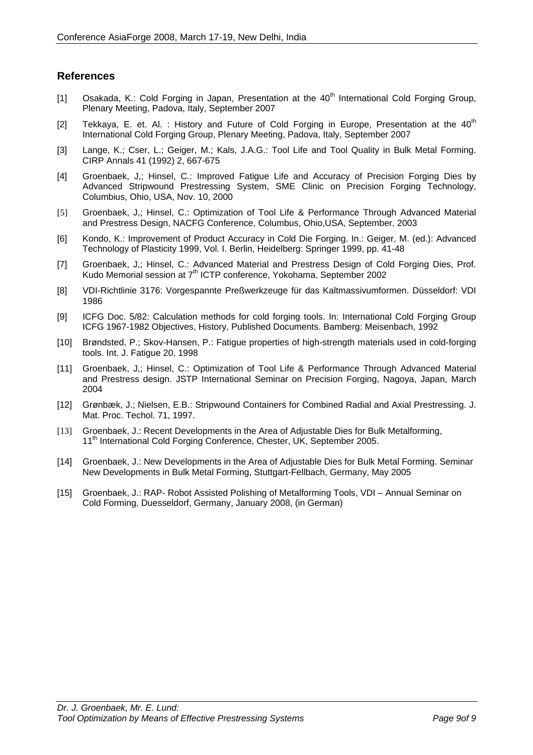## References

[1] Osakada, K.: Cold Forging in Japan, Presentation at the 40th International Cold Forging Group, Plenary Meeting, Padova, Italy, September 2007

[2] Tekkaya, E. et. Al. : History and Future of Cold Forging in Europe, Presentation at the 40th International Cold Forging Group, Plenary Meeting, Padova, Italy, September 2007

[3] Lange, K.; Cser, L.; Geiger, M.; Kals, J.A.G.: Tool Life and Tool Quality in Bulk Metal Forming. CIRP Annals 41 (1992) 2, 667-675

[4] Groenbaek, J,; Hinsel, C.: Improved Fatigue Life and Accuracy of Precision Forging Dies by Advanced Stripwound Prestressing System, SME Clinic on Precision Forging Technology, Columbius, Ohio, USA, Nov. 10, 2000

[5] Groenbaek, J,; Hinsel, C.: Optimization of Tool Life & Performance Through Advanced Material and Prestress Design, NACFG Conference, Columbus, Ohio,USA, September, 2003

[6] Kondo, K.: Improvement of Product Accuracy in Cold Die Forging. In.: Geiger, M. (ed.): Advanced Technology of Plasticity 1999, Vol. I. Berlin, Heidelberg: Springer 1999, pp. 41-48

[7] Groenbaek, J,; Hinsel, C.: Advanced Material and Prestress Design of Cold Forging Dies, Prof. Kudo Memorial session at 7th ICTP conference, Yokohama, September 2002

[8] VDI-Richtlinie 3176: Vorgespannte Preßwerkzeuge für das Kaltmassivumformen. Düsseldorf: VDI 1986

[9] ICFG Doc. 5/82: Calculation methods for cold forging tools. In: International Cold Forging Group ICFG 1967-1982 Objectives, History, Published Documents. Bamberg: Meisenbach, 1992

[10] Brøndsted, P.; Skov-Hansen, P.: Fatigue properties of high-strength materials used in cold-forging tools. Int. J. Fatigue 20, 1998

[11] Groenbaek, J,; Hinsel, C.: Optimization of Tool Life & Performance Through Advanced Material and Prestress design. JSTP International Seminar on Precision Forging, Nagoya, Japan, March 2004

[12] Grønbæk, J.; Nielsen, E.B.: Stripwound Containers for Combined Radial and Axial Prestressing. J. Mat. Proc. Techol. 71, 1997.

[13] Groenbaek, J.: Recent Developments in the Area of Adjustable Dies for Bulk Metalforming, 11th International Cold Forging Conference, Chester, UK, September 2005.

[14] Groenbaek, J.: New Developments in the Area of Adjustable Dies for Bulk Metal Forming. Seminar New Developments in Bulk Metal Forming, Stuttgart-Fellbach, Germany, May 2005

[15] Groenbaek, J.: RAP- Robot Assisted Polishing of Metalforming Tools, VDI – Annual Seminar on Cold Forming, Duesseldorf, Germany, January 2008, (in German)